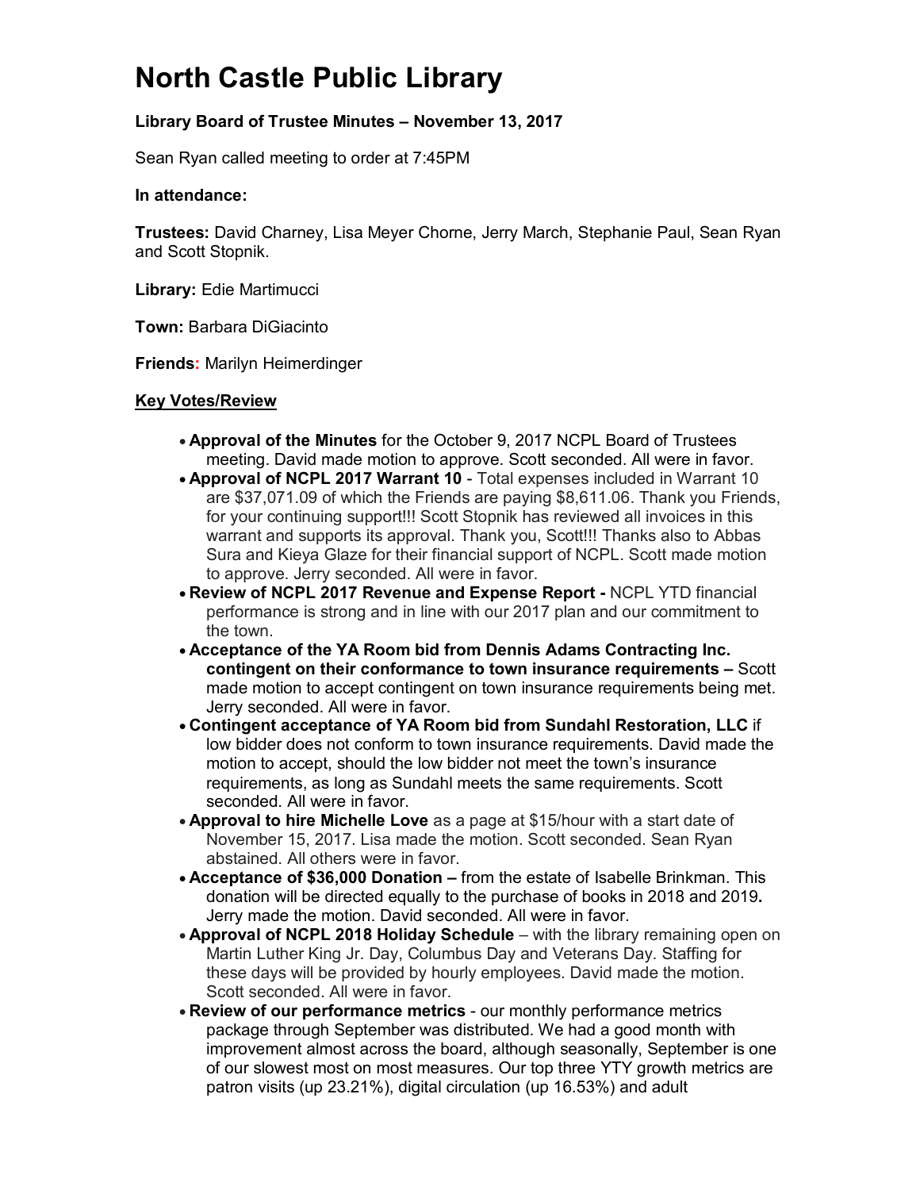# North Castle Public Library

**Library Board of Trustee Minutes – November 13, 2017**

Sean Ryan called meeting to order at 7:45PM

**In attendance:**

**Trustees:** David Charney, Lisa Meyer Chorne, Jerry March, Stephanie Paul, Sean Ryan and Scott Stopnik.

**Library:** Edie Martimucci

**Town:** Barbara DiGiacinto

**Friends:** Marilyn Heimerdinger

**Key Votes/Review**

- **Approval of the Minutes** for the October 9, 2017 NCPL Board of Trustees meeting. David made motion to approve. Scott seconded. All were in favor.
- **Approval of NCPL 2017 Warrant 10** - Total expenses included in Warrant 10 are $37,071.09 of which the Friends are paying $8,611.06. Thank you Friends, for your continuing support!!! Scott Stopnik has reviewed all invoices in this warrant and supports its approval. Thank you, Scott!!! Thanks also to Abbas Sura and Kieya Glaze for their financial support of NCPL. Scott made motion to approve. Jerry seconded. All were in favor.
- **Review of NCPL 2017 Revenue and Expense Report -** NCPL YTD financial performance is strong and in line with our 2017 plan and our commitment to the town.
- **Acceptance of the YA Room bid from Dennis Adams Contracting Inc. contingent on their conformance to town insurance requirements –** Scott made motion to accept contingent on town insurance requirements being met. Jerry seconded. All were in favor.
- **Contingent acceptance of YA Room bid from Sundahl Restoration, LLC** if low bidder does not conform to town insurance requirements. David made the motion to accept, should the low bidder not meet the town's insurance requirements, as long as Sundahl meets the same requirements. Scott seconded. All were in favor.
- **Approval to hire Michelle Love** as a page at $15/hour with a start date of November 15, 2017. Lisa made the motion. Scott seconded. Sean Ryan abstained. All others were in favor.
- **Acceptance of $36,000 Donation –** from the estate of Isabelle Brinkman. This donation will be directed equally to the purchase of books in 2018 and 2019**.** Jerry made the motion. David seconded. All were in favor.
- **Approval of NCPL 2018 Holiday Schedule** – with the library remaining open on Martin Luther King Jr. Day, Columbus Day and Veterans Day. Staffing for these days will be provided by hourly employees. David made the motion. Scott seconded. All were in favor.
- **Review of our performance metrics** - our monthly performance metrics package through September was distributed. We had a good month with improvement almost across the board, although seasonally, September is one of our slowest most on most measures. Our top three YTY growth metrics are patron visits (up 23.21%), digital circulation (up 16.53%) and adult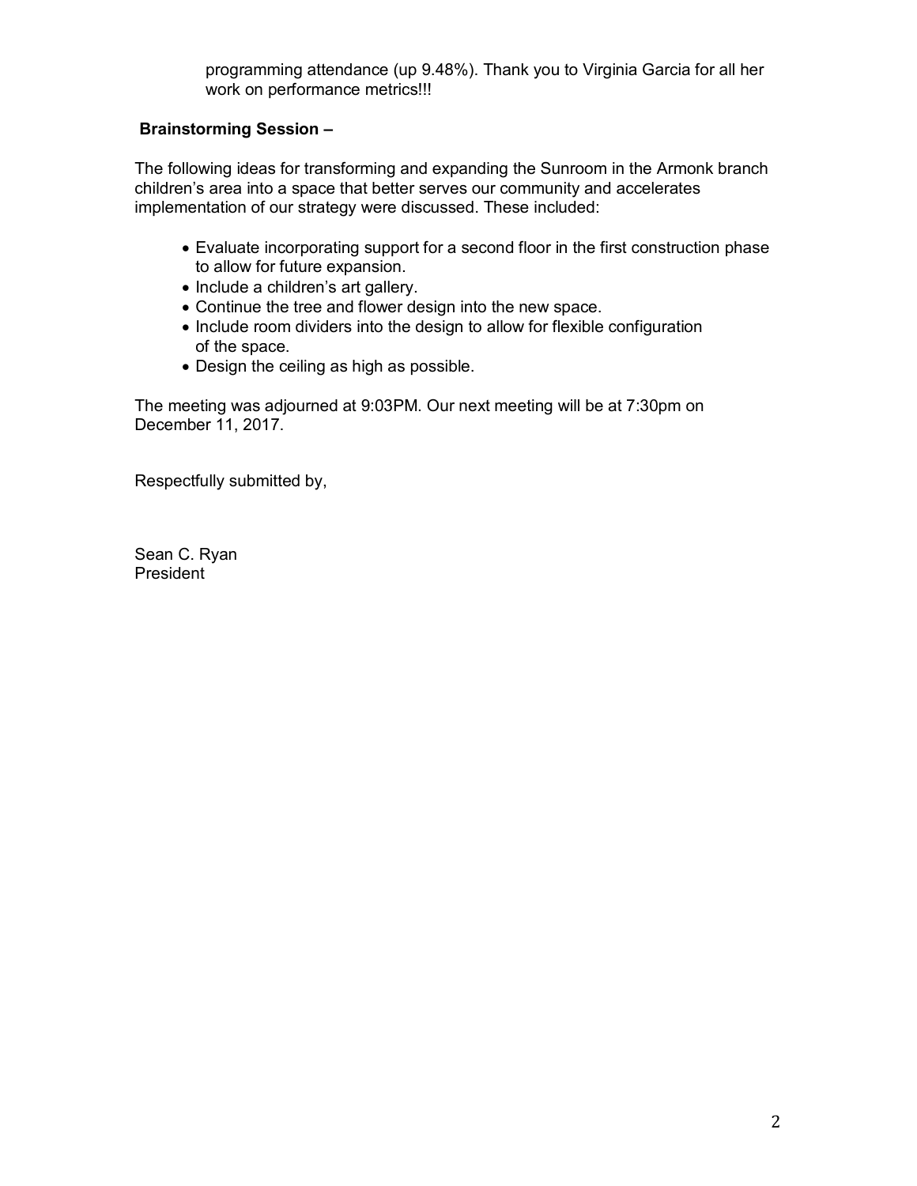programming attendance (up 9.48%). Thank you to Virginia Garcia for all her work on performance metrics!!!

**Brainstorming Session –**

The following ideas for transforming and expanding the Sunroom in the Armonk branch children's area into a space that better serves our community and accelerates implementation of our strategy were discussed. These included:

- Evaluate incorporating support for a second floor in the first construction phase to allow for future expansion.
- Include a children's art gallery.
- Continue the tree and flower design into the new space.
- Include room dividers into the design to allow for flexible configuration of the space.
- Design the ceiling as high as possible.

The meeting was adjourned at 9:03PM. Our next meeting will be at 7:30pm on December 11, 2017.

Respectfully submitted by,

Sean C. Ryan
President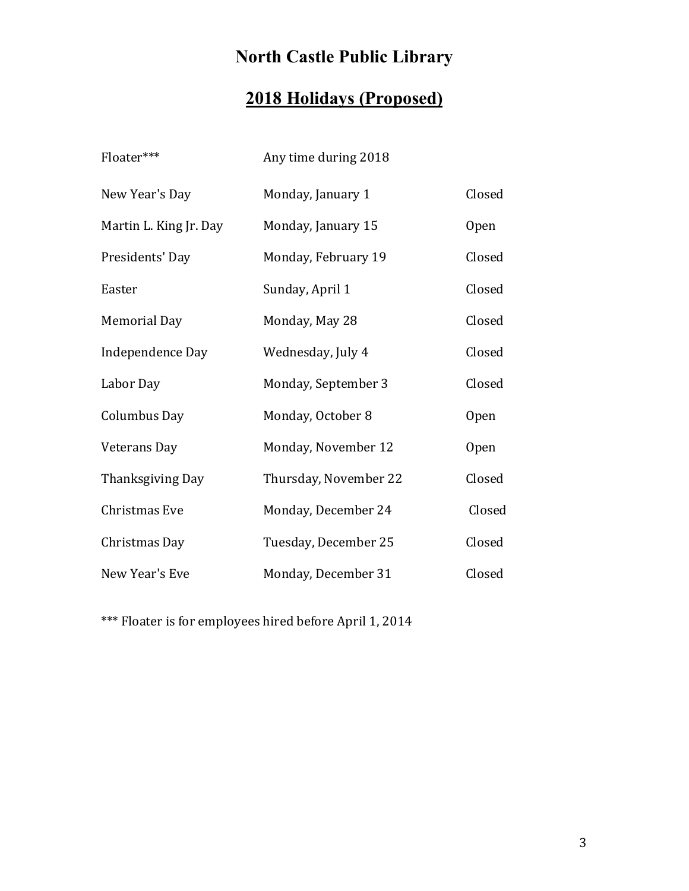# North Castle Public Library

## 2018 Holidays (Proposed)

| | | |
|---|---|---|
| Floater*** | Any time during 2018 | |
| New Year's Day | Monday, January 1 | Closed |
| Martin L. King Jr. Day | Monday, January 15 | Open |
| Presidents' Day | Monday, February 19 | Closed |
| Easter | Sunday, April 1 | Closed |
| Memorial Day | Monday, May 28 | Closed |
| Independence Day | Wednesday, July 4 | Closed |
| Labor Day | Monday, September 3 | Closed |
| Columbus Day | Monday, October 8 | Open |
| Veterans Day | Monday, November 12 | Open |
| Thanksgiving Day | Thursday, November 22 | Closed |
| Christmas Eve | Monday, December 24 | Closed |
| Christmas Day | Tuesday, December 25 | Closed |
| New Year's Eve | Monday, December 31 | Closed |

*** Floater is for employees hired before April 1, 2014